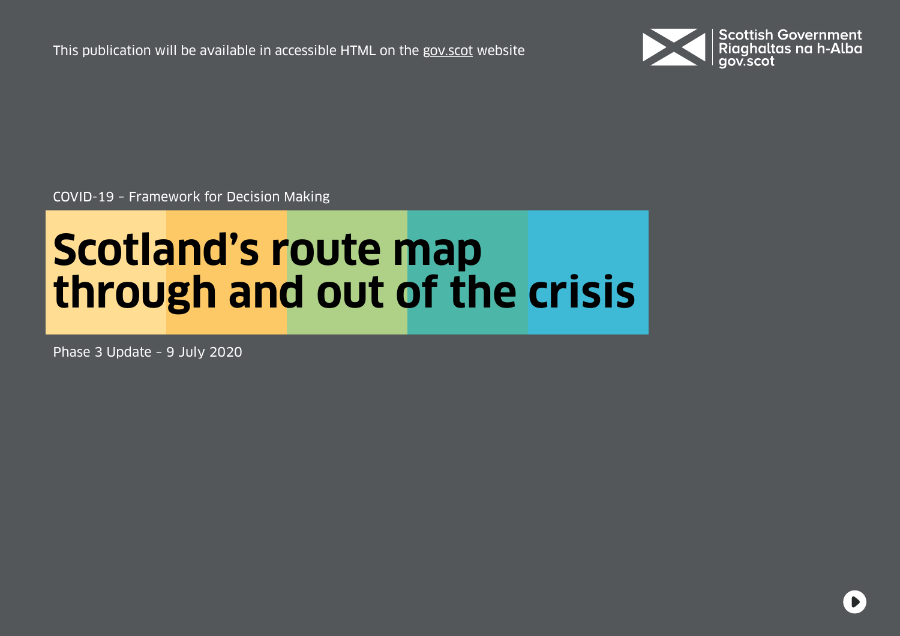This publication will be available in accessible HTML on the gov.scot website

Scottish Government
Riaghaltas na h-Alba
gov.scot

COVID-19 – Framework for Decision Making

# Scotland's route map through and out of the crisis

Phase 3 Update – 9 July 2020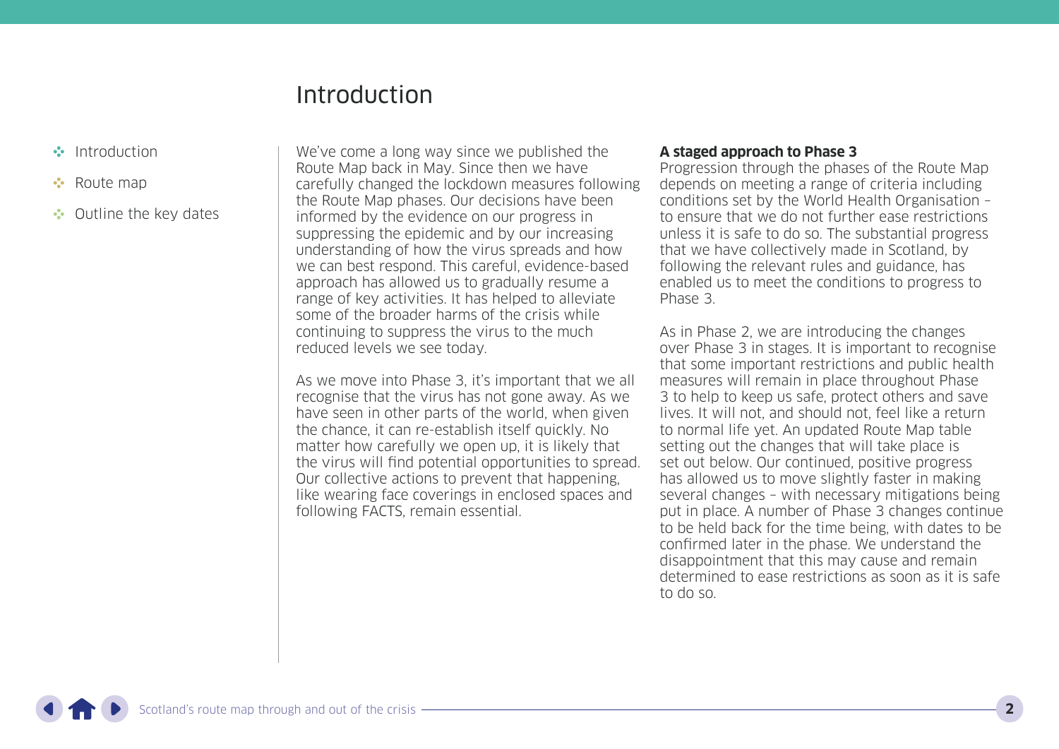# Introduction

We've come a long way since we published the Route Map back in May. Since then we have carefully changed the lockdown measures following the Route Map phases. Our decisions have been informed by the evidence on our progress in suppressing the epidemic and by our increasing understanding of how the virus spreads and how we can best respond. This careful, evidence-based approach has allowed us to gradually resume a range of key activities. It has helped to alleviate some of the broader harms of the crisis while continuing to suppress the virus to the much reduced levels we see today.

As we move into Phase 3, it's important that we all recognise that the virus has not gone away. As we have seen in other parts of the world, when given the chance, it can re-establish itself quickly. No matter how carefully we open up, it is likely that the virus will find potential opportunities to spread. Our collective actions to prevent that happening, like wearing face coverings in enclosed spaces and following FACTS, remain essential.

**A staged approach to Phase 3**

Progression through the phases of the Route Map depends on meeting a range of criteria including conditions set by the World Health Organisation – to ensure that we do not further ease restrictions unless it is safe to do so. The substantial progress that we have collectively made in Scotland, by following the relevant rules and guidance, has enabled us to meet the conditions to progress to Phase 3.

As in Phase 2, we are introducing the changes over Phase 3 in stages. It is important to recognise that some important restrictions and public health measures will remain in place throughout Phase 3 to help to keep us safe, protect others and save lives. It will not, and should not, feel like a return to normal life yet. An updated Route Map table setting out the changes that will take place is set out below. Our continued, positive progress has allowed us to move slightly faster in making several changes – with necessary mitigations being put in place. A number of Phase 3 changes continue to be held back for the time being, with dates to be confirmed later in the phase. We understand the disappointment that this may cause and remain determined to ease restrictions as soon as it is safe to do so.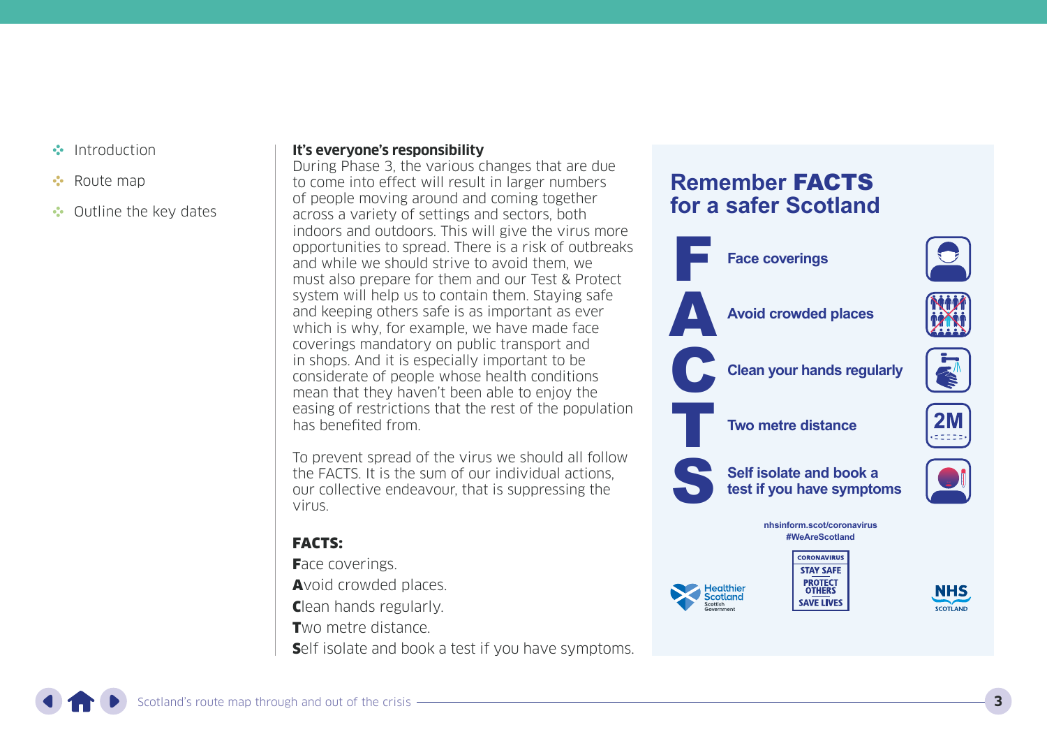- Introduction
- Route map
- Outline the key dates

**It's everyone's responsibility**

During Phase 3, the various changes that are due to come into effect will result in larger numbers of people moving around and coming together across a variety of settings and sectors, both indoors and outdoors. This will give the virus more opportunities to spread. There is a risk of outbreaks and while we should strive to avoid them, we must also prepare for them and our Test & Protect system will help us to contain them. Staying safe and keeping others safe is as important as ever which is why, for example, we have made face coverings mandatory on public transport and in shops. And it is especially important to be considerate of people whose health conditions mean that they haven't been able to enjoy the easing of restrictions that the rest of the population has benefited from.

To prevent spread of the virus we should all follow the FACTS. It is the sum of our individual actions, our collective endeavour, that is suppressing the virus.

**FACTS:**

**F**ace coverings.
**A**void crowded places.
**C**lean hands regularly.
**T**wo metre distance.
**S**elf isolate and book a test if you have symptoms.

## Remember FACTS for a safer Scotland

**F** Face coverings
**A** Avoid crowded places
**C** Clean your hands regularly
**T** Two metre distance
**S** Self isolate and book a test if you have symptoms

nhsinform.scot/coronavirus
#WeAreScotland

Healthier Scotland Scottish Government

CORONAVIRUS STAY SAFE PROTECT OTHERS SAVE LIVES

NHS SCOTLAND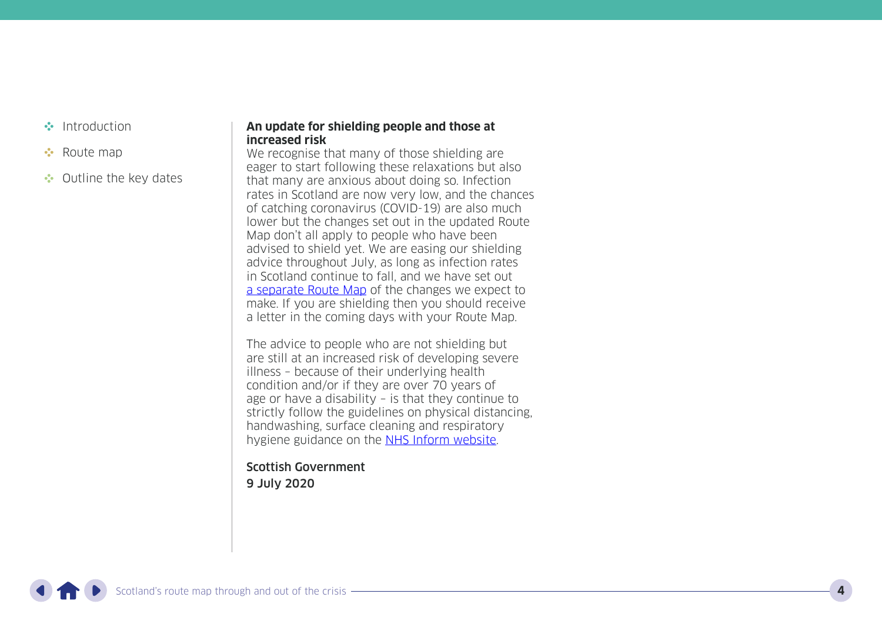- Introduction
- Route map
- Outline the key dates

**An update for shielding people and those at increased risk**

We recognise that many of those shielding are eager to start following these relaxations but also that many are anxious about doing so. Infection rates in Scotland are now very low, and the chances of catching coronavirus (COVID-19) are also much lower but the changes set out in the updated Route Map don't all apply to people who have been advised to shield yet. We are easing our shielding advice throughout July, as long as infection rates in Scotland continue to fall, and we have set out a separate Route Map of the changes we expect to make. If you are shielding then you should receive a letter in the coming days with your Route Map.

The advice to people who are not shielding but are still at an increased risk of developing severe illness – because of their underlying health condition and/or if they are over 70 years of age or have a disability – is that they continue to strictly follow the guidelines on physical distancing, handwashing, surface cleaning and respiratory hygiene guidance on the NHS Inform website.

**Scottish Government**
**9 July 2020**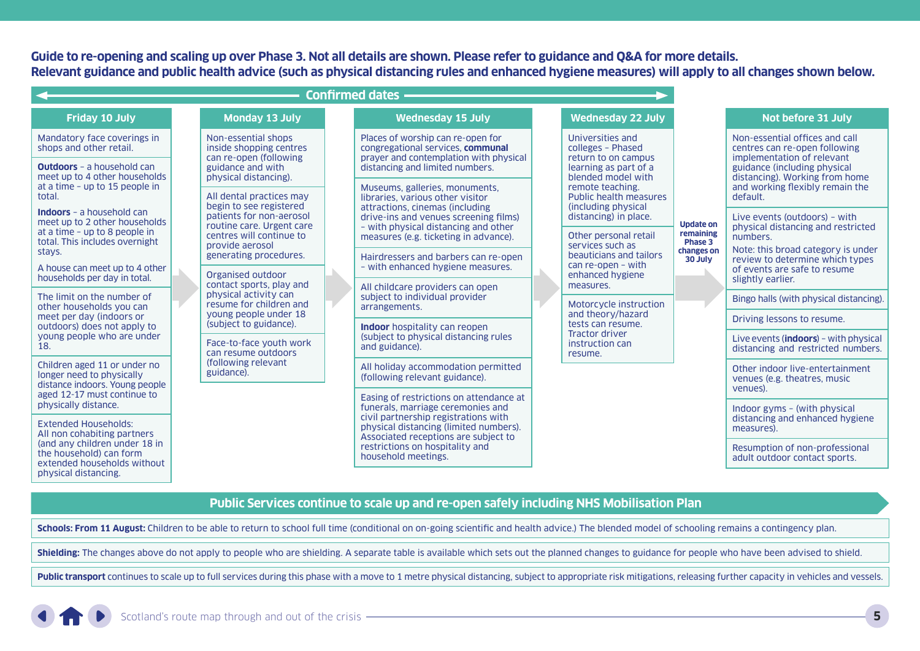**Guide to re-opening and scaling up over Phase 3. Not all details are shown. Please refer to guidance and Q&A for more details.**
**Relevant guidance and public health advice (such as physical distancing rules and enhanced hygiene measures) will apply to all changes shown below.**

## Confirmed dates

### Friday 10 July

- Mandatory face coverings in shops and other retail.
- **Outdoors** – a household can meet up to 4 other households at a time – up to 15 people in total.
- **Indoors** – a household can meet up to 2 other households at a time – up to 8 people in total. This includes overnight stays.
- A house can meet up to 4 other households per day in total.
- The limit on the number of other households you can meet per day (indoors or outdoors) does not apply to young people who are under 18.
- Children aged 11 or under no longer need to physically distance indoors. Young people aged 12-17 must continue to physically distance.
- Extended Households: All non cohabiting partners (and any children under 18 in the household) can form extended households without physical distancing.

### Monday 13 July

- Non-essential shops inside shopping centres can re-open (following guidance and with physical distancing).
- All dental practices may begin to see registered patients for non-aerosol routine care. Urgent care centres will continue to provide aerosol generating procedures.
- Organised outdoor contact sports, play and physical activity can resume for children and young people under 18 (subject to guidance).
- Face-to-face youth work can resume outdoors (following relevant guidance).

### Wednesday 15 July

- Places of worship can re-open for congregational services, **communal** prayer and contemplation with physical distancing and limited numbers.
- Museums, galleries, monuments, libraries, various other visitor attractions, cinemas (including drive-ins and venues screening films) – with physical distancing and other measures (e.g. ticketing in advance).
- Hairdressers and barbers can re-open – with enhanced hygiene measures.
- All childcare providers can open subject to individual provider arrangements.
- **Indoor** hospitality can reopen (subject to physical distancing rules and guidance).
- All holiday accommodation permitted (following relevant guidance).
- Easing of restrictions on attendance at funerals, marriage ceremonies and civil partnership registrations with physical distancing (limited numbers). Associated receptions are subject to restrictions on hospitality and household meetings.

### Wednesday 22 July

- Universities and colleges – Phased return to on campus learning as part of a blended model with remote teaching. Public health measures (including physical distancing) in place.
- Other personal retail services such as beauticians and tailors can re-open – with enhanced hygiene measures.
- Motorcycle instruction and theory/hazard tests can resume. Tractor driver instruction can resume.

**Update on remaining Phase 3 changes on 30 July**

### Not before 31 July

- Non-essential offices and call centres can re-open following implementation of relevant guidance (including physical distancing). Working from home and working flexibly remain the default.
- Live events (outdoors) – with physical distancing and restricted numbers.
  Note: this broad category is under review to determine which types of events are safe to resume slightly earlier.
- Bingo halls (with physical distancing).
- Driving lessons to resume.
- Live events (**indoors**) – with physical distancing and restricted numbers.
- Other indoor live-entertainment venues (e.g. theatres, music venues).
- Indoor gyms – (with physical distancing and enhanced hygiene measures).
- Resumption of non-professional adult outdoor contact sports.

## Public Services continue to scale up and re-open safely including NHS Mobilisation Plan

**Schools: From 11 August:** Children to be able to return to school full time (conditional on on-going scientific and health advice.) The blended model of schooling remains a contingency plan.

**Shielding:** The changes above do not apply to people who are shielding. A separate table is available which sets out the planned changes to guidance for people who have been advised to shield.

**Public transport** continues to scale up to full services during this phase with a move to 1 metre physical distancing, subject to appropriate risk mitigations, releasing further capacity in vehicles and vessels.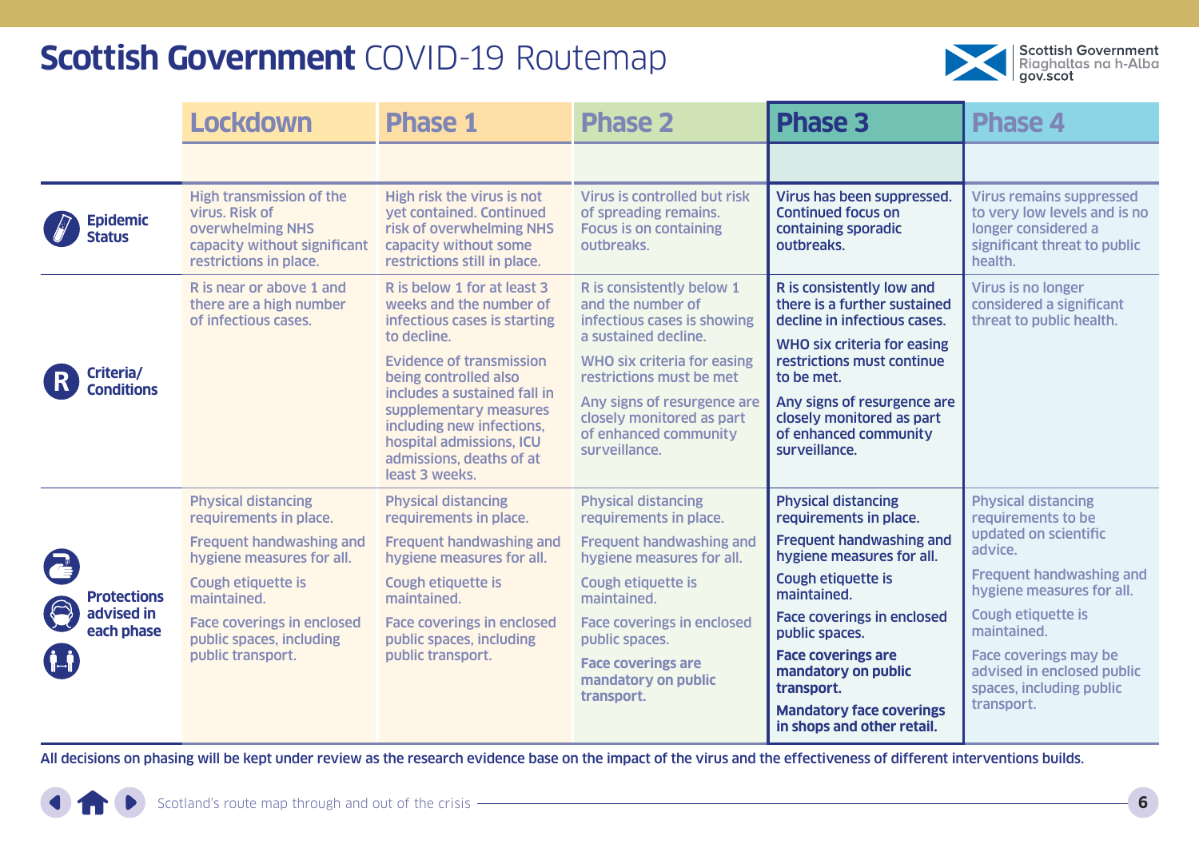# Scottish Government COVID-19 Routemap

| | Lockdown | Phase 1 | Phase 2 | Phase 3 | Phase 4 |
|---|---|---|---|---|---|
| **Epidemic Status** | High transmission of the virus. Risk of overwhelming NHS capacity without significant restrictions in place. | High risk the virus is not yet contained. Continued risk of overwhelming NHS capacity without some restrictions still in place. | Virus is controlled but risk of spreading remains. Focus is on containing outbreaks. | Virus has been suppressed. Continued focus on containing sporadic outbreaks. | Virus remains suppressed to very low levels and is no longer considered a significant threat to public health. |
| **Criteria/ Conditions** | R is near or above 1 and there are a high number of infectious cases. | R is below 1 for at least 3 weeks and the number of infectious cases is starting to decline.<br><br>Evidence of transmission being controlled also includes a sustained fall in supplementary measures including new infections, hospital admissions, ICU admissions, deaths of at least 3 weeks. | R is consistently below 1 and the number of infectious cases is showing a sustained decline.<br><br>WHO six criteria for easing restrictions must be met<br><br>Any signs of resurgence are closely monitored as part of enhanced community surveillance. | R is consistently low and there is a further sustained decline in infectious cases.<br><br>WHO six criteria for easing restrictions must continue to be met.<br><br>Any signs of resurgence are closely monitored as part of enhanced community surveillance. | Virus is no longer considered a significant threat to public health. |
| **Protections advised in each phase** | Physical distancing requirements in place.<br><br>Frequent handwashing and hygiene measures for all.<br><br>Cough etiquette is maintained.<br><br>Face coverings in enclosed public spaces, including public transport. | Physical distancing requirements in place.<br><br>Frequent handwashing and hygiene measures for all.<br><br>Cough etiquette is maintained.<br><br>Face coverings in enclosed public spaces, including public transport. | Physical distancing requirements in place.<br><br>Frequent handwashing and hygiene measures for all.<br><br>Cough etiquette is maintained.<br><br>Face coverings in enclosed public spaces.<br><br>**Face coverings are mandatory on public transport.** | Physical distancing requirements in place.<br><br>Frequent handwashing and hygiene measures for all.<br><br>Cough etiquette is maintained.<br><br>Face coverings in enclosed public spaces.<br><br>**Face coverings are mandatory on public transport.**<br><br>**Mandatory face coverings in shops and other retail.** | Physical distancing requirements to be updated on scientific advice.<br><br>Frequent handwashing and hygiene measures for all.<br><br>Cough etiquette is maintained.<br><br>Face coverings may be advised in enclosed public spaces, including public transport. |

**All decisions on phasing will be kept under review as the research evidence base on the impact of the virus and the effectiveness of different interventions builds.**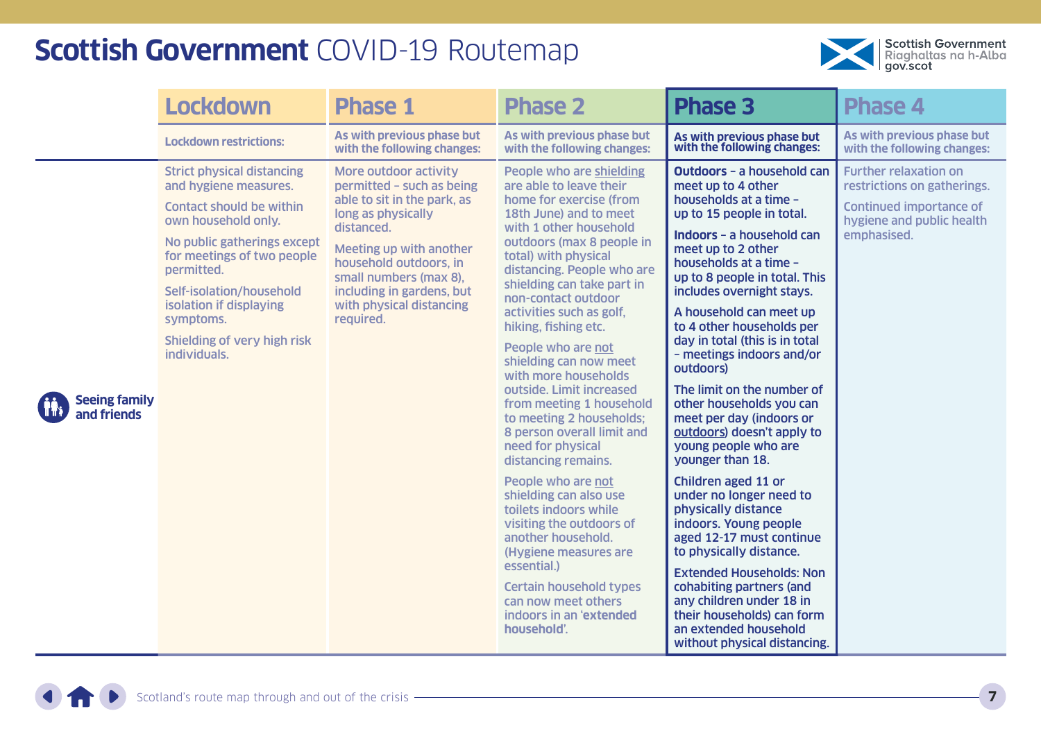# **Scottish Government** COVID-19 Routemap

| | Lockdown | Phase 1 | Phase 2 | Phase 3 | Phase 4 |
|---|---|---|---|---|---|
| | Lockdown restrictions: | As with previous phase but with the following changes: | As with previous phase but with the following changes: | As with previous phase but with the following changes: | As with previous phase but with the following changes: |
| **Seeing family and friends** | Strict physical distancing and hygiene measures.<br><br>Contact should be within own household only.<br><br>No public gatherings except for meetings of two people permitted.<br><br>Self-isolation/household isolation if displaying symptoms.<br><br>Shielding of very high risk individuals. | More outdoor activity permitted – such as being able to sit in the park, as long as physically distanced.<br><br>Meeting up with another household outdoors, in small numbers (max 8), including in gardens, but with physical distancing required. | People who are shielding are able to leave their home for exercise (from 18th June) and to meet with 1 other household outdoors (max 8 people in total) with physical distancing. People who are shielding can take part in non-contact outdoor activities such as golf, hiking, fishing etc.<br><br>People who are not shielding can now meet with more households outside. Limit increased from meeting 1 household to meeting 2 households; 8 person overall limit and need for physical distancing remains.<br><br>People who are not shielding can also use toilets indoors while visiting the outdoors of another household. (Hygiene measures are essential.)<br><br>Certain household types can now meet others indoors in an '**extended household**'. | **Outdoors** – a household can meet up to 4 other households at a time – up to 15 people in total.<br><br>**Indoors** – a household can meet up to 2 other households at a time – up to 8 people in total. This includes overnight stays.<br><br>A household can meet up to 4 other households per day in total (this is in total – meetings indoors and/or outdoors)<br><br>The limit on the number of other households you can meet per day (indoors or outdoors) doesn't apply to young people who are younger than 18.<br><br>Children aged 11 or under no longer need to physically distance indoors. Young people aged 12-17 must continue to physically distance.<br><br>Extended Households: Non cohabiting partners (and any children under 18 in their households) can form an extended household without physical distancing. | Further relaxation on restrictions on gatherings.<br><br>Continued importance of hygiene and public health emphasised. |

Scotland's route map through and out of the crisis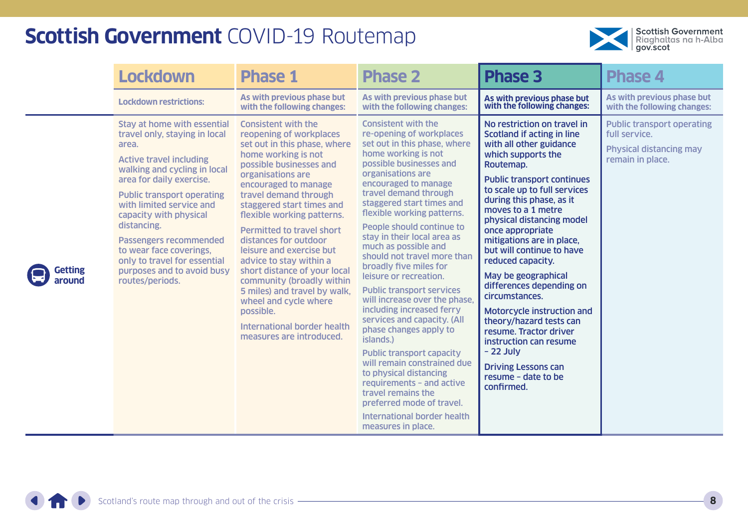# **Scottish Government** COVID-19 Routemap

| | Lockdown | Phase 1 | Phase 2 | Phase 3 | Phase 4 |
|---|---|---|---|---|---|
| | Lockdown restrictions: | As with previous phase but with the following changes: | As with previous phase but with the following changes: | As with previous phase but with the following changes: | As with previous phase but with the following changes: |
| **Getting around** | Stay at home with essential travel only, staying in local area.<br><br>Active travel including walking and cycling in local area for daily exercise.<br><br>Public transport operating with limited service and capacity with physical distancing.<br><br>Passengers recommended to wear face coverings, only to travel for essential purposes and to avoid busy routes/periods. | Consistent with the reopening of workplaces set out in this phase, where home working is not possible businesses and organisations are encouraged to manage travel demand through staggered start times and flexible working patterns.<br><br>Permitted to travel short distances for outdoor leisure and exercise but advice to stay within a short distance of your local community (broadly within 5 miles) and travel by walk, wheel and cycle where possible.<br><br>International border health measures are introduced. | Consistent with the re-opening of workplaces set out in this phase, where home working is not possible businesses and organisations are encouraged to manage travel demand through staggered start times and flexible working patterns.<br><br>People should continue to stay in their local area as much as possible and should not travel more than broadly five miles for leisure or recreation.<br><br>Public transport services will increase over the phase, including increased ferry services and capacity. (All phase changes apply to islands.)<br><br>Public transport capacity will remain constrained due to physical distancing requirements – and active travel remains the preferred mode of travel.<br><br>International border health measures in place. | No restriction on travel in Scotland if acting in line with all other guidance which supports the Routemap.<br><br>Public transport continues to scale up to full services during this phase, as it moves to a 1 metre physical distancing model once appropriate mitigations are in place, but will continue to have reduced capacity.<br><br>May be geographical differences depending on circumstances.<br><br>Motorcycle instruction and theory/hazard tests can resume. Tractor driver instruction can resume – 22 July<br><br>Driving Lessons can resume – date to be confirmed. | Public transport operating full service.<br><br>Physical distancing may remain in place. |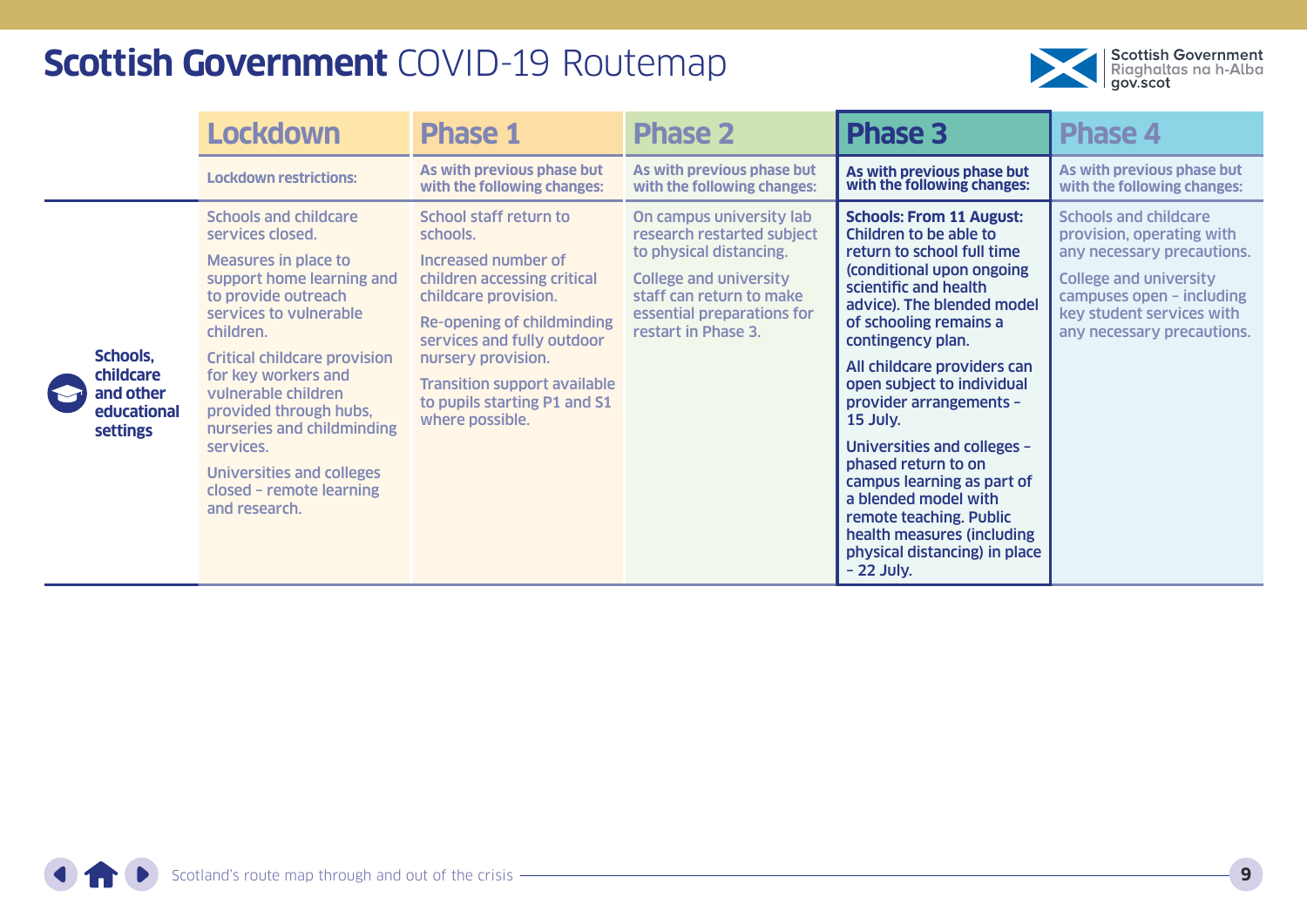# Scottish Government COVID-19 Routemap

| | Lockdown | Phase 1 | Phase 2 | Phase 3 | Phase 4 |
|---|---|---|---|---|---|
| | Lockdown restrictions: | As with previous phase but with the following changes: | As with previous phase but with the following changes: | As with previous phase but with the following changes: | As with previous phase but with the following changes: |
| **Schools, childcare and other educational settings** | Schools and childcare services closed.<br><br>Measures in place to support home learning and to provide outreach services to vulnerable children.<br><br>Critical childcare provision for key workers and vulnerable children provided through hubs, nurseries and childminding services.<br><br>Universities and colleges closed – remote learning and research. | School staff return to schools.<br><br>Increased number of children accessing critical childcare provision.<br><br>Re-opening of childminding services and fully outdoor nursery provision.<br><br>Transition support available to pupils starting P1 and S1 where possible. | On campus university lab research restarted subject to physical distancing.<br><br>College and university staff can return to make essential preparations for restart in Phase 3. | **Schools: From 11 August:** Children to be able to return to school full time (conditional upon ongoing scientific and health advice). The blended model of schooling remains a contingency plan.<br><br>All childcare providers can open subject to individual provider arrangements – 15 July.<br><br>Universities and colleges – phased return to on campus learning as part of a blended model with remote teaching. Public health measures (including physical distancing) in place – 22 July. | Schools and childcare provision, operating with any necessary precautions.<br><br>College and university campuses open – including key student services with any necessary precautions. |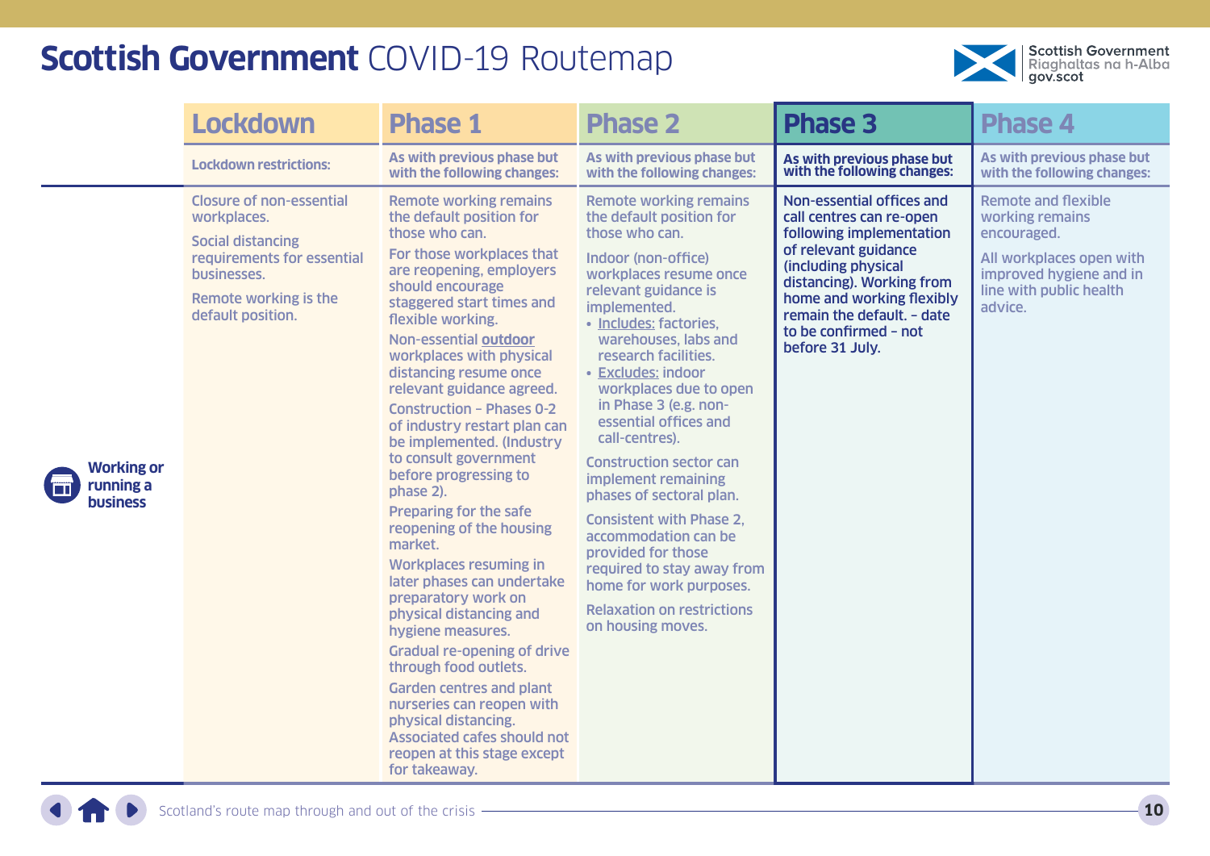# **Scottish Government** COVID-19 Routemap

| | Lockdown | Phase 1 | Phase 2 | Phase 3 | Phase 4 |
|---|---|---|---|---|---|
| | Lockdown restrictions: | As with previous phase but with the following changes: | As with previous phase but with the following changes: | As with previous phase but with the following changes: | As with previous phase but with the following changes: |
| **Working or running a business** | Closure of non-essential workplaces.<br><br>Social distancing requirements for essential businesses.<br><br>Remote working is the default position. | Remote working remains the default position for those who can.<br><br>For those workplaces that are reopening, employers should encourage staggered start times and flexible working.<br><br>Non-essential **outdoor** workplaces with physical distancing resume once relevant guidance agreed.<br><br>Construction – Phases 0-2 of industry restart plan can be implemented. (Industry to consult government before progressing to phase 2).<br><br>Preparing for the safe reopening of the housing market.<br><br>Workplaces resuming in later phases can undertake preparatory work on physical distancing and hygiene measures.<br><br>Gradual re-opening of drive through food outlets.<br><br>Garden centres and plant nurseries can reopen with physical distancing. Associated cafes should not reopen at this stage except for takeaway. | Remote working remains the default position for those who can.<br><br>Indoor (non-office) workplaces resume once relevant guidance is implemented.<br>• Includes: factories, warehouses, labs and research facilities.<br>• Excludes: indoor workplaces due to open in Phase 3 (e.g. non-essential offices and call-centres).<br><br>Construction sector can implement remaining phases of sectoral plan.<br><br>Consistent with Phase 2, accommodation can be provided for those required to stay away from home for work purposes.<br><br>Relaxation on restrictions on housing moves. | Non-essential offices and call centres can re-open following implementation of relevant guidance (including physical distancing). Working from home and working flexibly remain the default. – date to be confirmed – not before 31 July. | Remote and flexible working remains encouraged.<br><br>All workplaces open with improved hygiene and in line with public health advice. |

Scotland's route map through and out of the crisis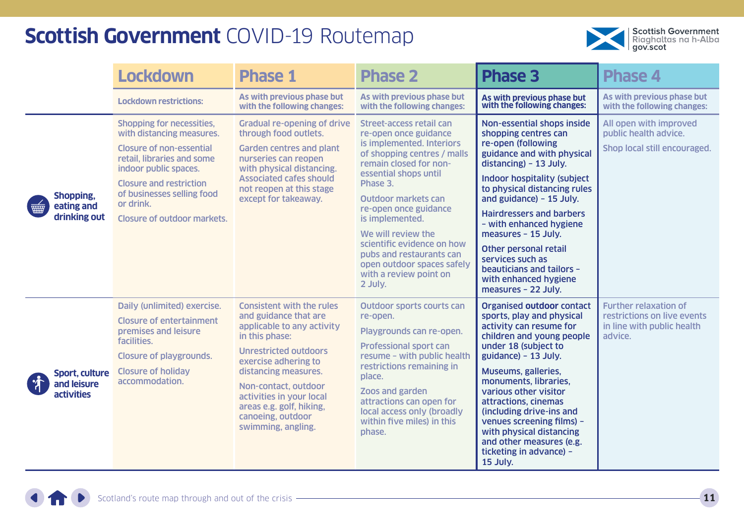# **Scottish Government** COVID-19 Routemap

| | Lockdown | Phase 1 | Phase 2 | Phase 3 | Phase 4 |
|---|---|---|---|---|---|
| | Lockdown restrictions: | As with previous phase but with the following changes: | As with previous phase but with the following changes: | As with previous phase but with the following changes: | As with previous phase but with the following changes: |
| **Shopping, eating and drinking out** | Shopping for necessities, with distancing measures.<br><br>Closure of non-essential retail, libraries and some indoor public spaces.<br><br>Closure and restriction of businesses selling food or drink.<br><br>Closure of outdoor markets. | Gradual re-opening of drive through food outlets.<br><br>Garden centres and plant nurseries can reopen with physical distancing. Associated cafes should not reopen at this stage except for takeaway. | Street-access retail can re-open once guidance is implemented. Interiors of shopping centres / malls remain closed for non-essential shops until Phase 3.<br><br>Outdoor markets can re-open once guidance is implemented.<br><br>We will review the scientific evidence on how pubs and restaurants can open outdoor spaces safely with a review point on 2 July. | Non-essential shops inside shopping centres can re-open (following guidance and with physical distancing) – 13 July.<br><br>Indoor hospitality (subject to physical distancing rules and guidance) – 15 July.<br><br>Hairdressers and barbers – with enhanced hygiene measures – 15 July.<br><br>Other personal retail services such as beauticians and tailors – with enhanced hygiene measures – 22 July. | All open with improved public health advice.<br><br>Shop local still encouraged. |
| **Sport, culture and leisure activities** | Daily (unlimited) exercise.<br><br>Closure of entertainment premises and leisure facilities.<br><br>Closure of playgrounds.<br><br>Closure of holiday accommodation. | Consistent with the rules and guidance that are applicable to any activity in this phase:<br><br>Unrestricted outdoors exercise adhering to distancing measures.<br><br>Non-contact, outdoor activities in your local areas e.g. golf, hiking, canoeing, outdoor swimming, angling. | Outdoor sports courts can re-open.<br><br>Playgrounds can re-open.<br><br>Professional sport can resume – with public health restrictions remaining in place.<br><br>Zoos and garden attractions can open for local access only (broadly within five miles) in this phase. | Organised **outdoor** contact sports, play and physical activity can resume for children and young people under 18 (subject to guidance) – 13 July.<br><br>Museums, galleries, monuments, libraries, various other visitor attractions, cinemas (including drive-ins and venues screening films) – with physical distancing and other measures (e.g. ticketing in advance) – 15 July. | Further relaxation of restrictions on live events in line with public health advice. |

Scotland's route map through and out of the crisis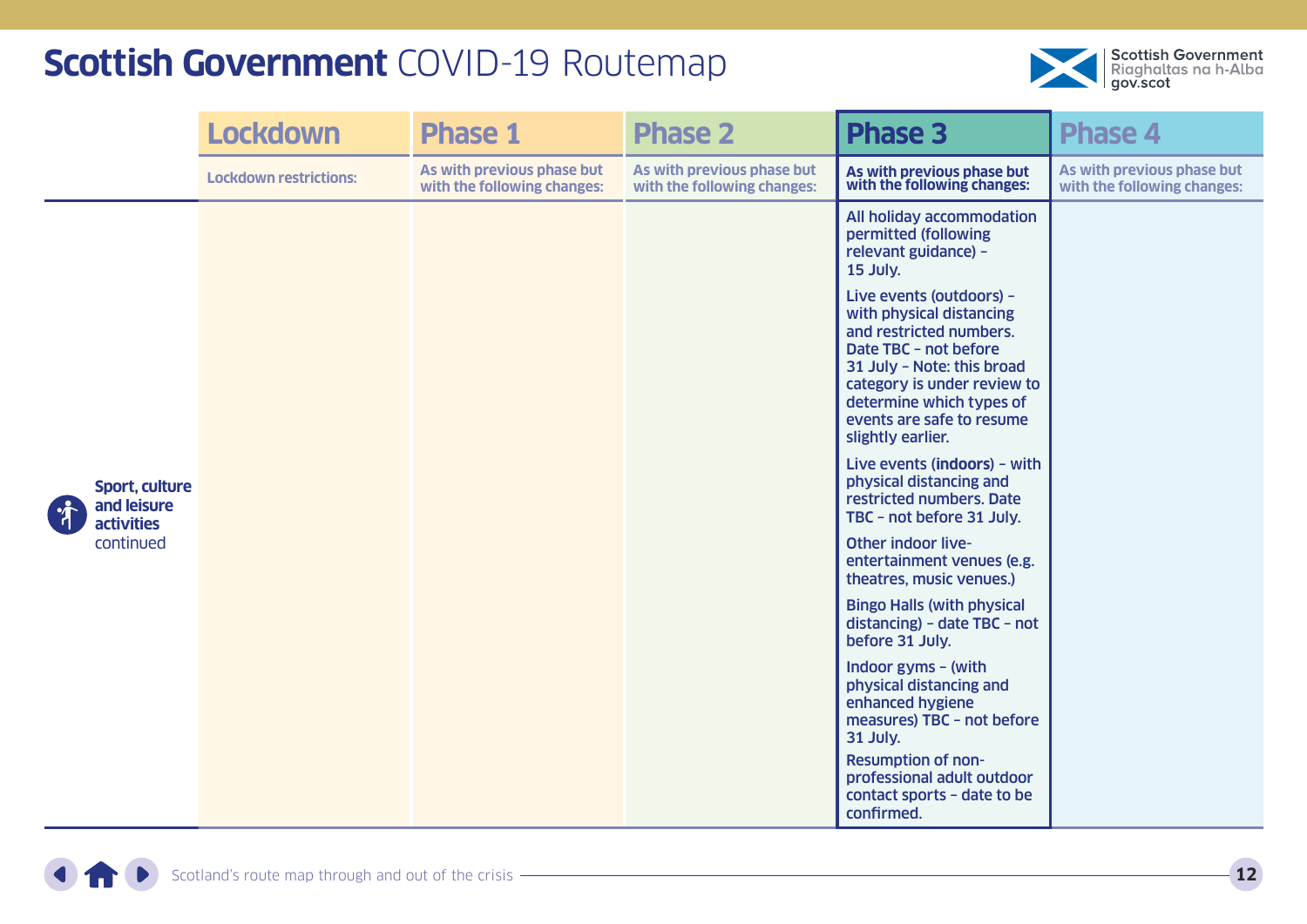# Scottish Government COVID-19 Routemap

| | Lockdown | Phase 1 | Phase 2 | Phase 3 | Phase 4 |
|---|---|---|---|---|---|
| | Lockdown restrictions: | As with previous phase but with the following changes: | As with previous phase but with the following changes: | As with previous phase but with the following changes: | As with previous phase but with the following changes: |
| **Sport, culture and leisure activities** continued | | | | All holiday accommodation permitted (following relevant guidance) – 15 July.<br><br>Live events (outdoors) – with physical distancing and restricted numbers. Date TBC – not before 31 July – Note: this broad category is under review to determine which types of events are safe to resume slightly earlier.<br><br>Live events (**indoors**) – with physical distancing and restricted numbers. Date TBC – not before 31 July.<br><br>Other indoor live-entertainment venues (e.g. theatres, music venues.)<br><br>Bingo Halls (with physical distancing) – date TBC – not before 31 July.<br><br>Indoor gyms – (with physical distancing and enhanced hygiene measures) TBC – not before 31 July.<br><br>Resumption of non-professional adult outdoor contact sports – date to be confirmed. | |

Scotland's route map through and out of the crisis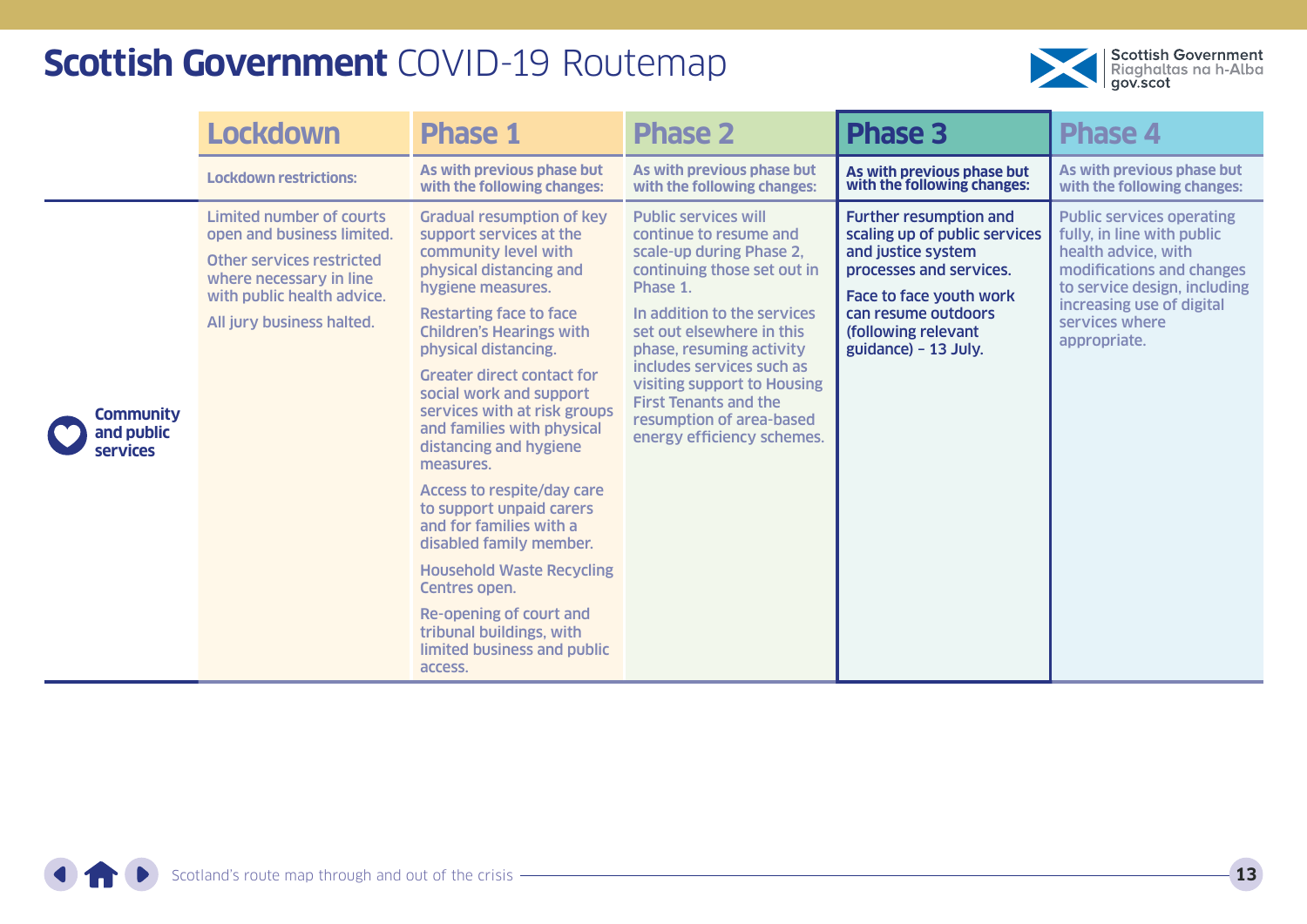# Scottish Government COVID-19 Routemap

| | Lockdown | Phase 1 | Phase 2 | Phase 3 | Phase 4 |
|---|---|---|---|---|---|
| | Lockdown restrictions: | As with previous phase but with the following changes: | As with previous phase but with the following changes: | As with previous phase but with the following changes: | As with previous phase but with the following changes: |
| **Community and public services** | Limited number of courts open and business limited.<br><br>Other services restricted where necessary in line with public health advice.<br><br>All jury business halted. | Gradual resumption of key support services at the community level with physical distancing and hygiene measures.<br><br>Restarting face to face Children's Hearings with physical distancing.<br><br>Greater direct contact for social work and support services with at risk groups and families with physical distancing and hygiene measures.<br><br>Access to respite/day care to support unpaid carers and for families with a disabled family member.<br><br>Household Waste Recycling Centres open.<br><br>Re-opening of court and tribunal buildings, with limited business and public access. | Public services will continue to resume and scale-up during Phase 2, continuing those set out in Phase 1.<br><br>In addition to the services set out elsewhere in this phase, resuming activity includes services such as visiting support to Housing First Tenants and the resumption of area-based energy efficiency schemes. | Further resumption and scaling up of public services and justice system processes and services.<br><br>Face to face youth work can resume outdoors (following relevant guidance) – 13 July. | Public services operating fully, in line with public health advice, with modifications and changes to service design, including increasing use of digital services where appropriate. |

Scotland's route map through and out of the crisis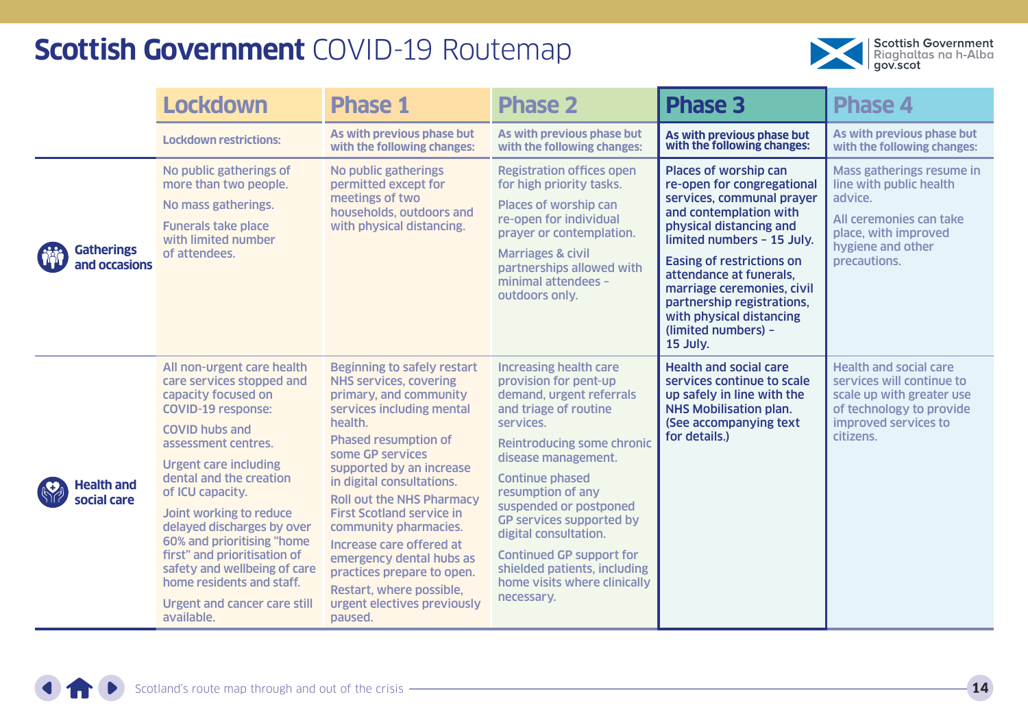# Scottish Government COVID-19 Routemap

| | Lockdown | Phase 1 | Phase 2 | Phase 3 | Phase 4 |
|---|---|---|---|---|---|
| | Lockdown restrictions: | As with previous phase but with the following changes: | As with previous phase but with the following changes: | As with previous phase but with the following changes: | As with previous phase but with the following changes: |
| **Gatherings and occasions** | No public gatherings of more than two people.<br><br>No mass gatherings.<br><br>Funerals take place with limited number of attendees. | No public gatherings permitted except for meetings of two households, outdoors and with physical distancing. | Registration offices open for high priority tasks.<br><br>Places of worship can re-open for individual prayer or contemplation.<br><br>Marriages & civil partnerships allowed with minimal attendees – outdoors only. | Places of worship can re-open for congregational services, communal prayer and contemplation with physical distancing and limited numbers – 15 July.<br><br>Easing of restrictions on attendance at funerals, marriage ceremonies, civil partnership registrations, with physical distancing (limited numbers) – 15 July. | Mass gatherings resume in line with public health advice.<br><br>All ceremonies can take place, with improved hygiene and other precautions. |
| **Health and social care** | All non-urgent care health care services stopped and capacity focused on COVID-19 response:<br><br>COVID hubs and assessment centres.<br><br>Urgent care including dental and the creation of ICU capacity.<br><br>Joint working to reduce delayed discharges by over 60% and prioritising "home first" and prioritisation of safety and wellbeing of care home residents and staff.<br><br>Urgent and cancer care still available. | Beginning to safely restart NHS services, covering primary, and community services including mental health.<br><br>Phased resumption of some GP services supported by an increase in digital consultations.<br><br>Roll out the NHS Pharmacy First Scotland service in community pharmacies.<br><br>Increase care offered at emergency dental hubs as practices prepare to open.<br><br>Restart, where possible, urgent electives previously paused. | Increasing health care provision for pent-up demand, urgent referrals and triage of routine services.<br><br>Reintroducing some chronic disease management.<br><br>Continue phased resumption of any suspended or postponed GP services supported by digital consultation.<br><br>Continued GP support for shielded patients, including home visits where clinically necessary. | Health and social care services continue to scale up safely in line with the NHS Mobilisation plan. (See accompanying text for details.) | Health and social care services will continue to scale up with greater use of technology to provide improved services to citizens. |

Scotland's route map through and out of the crisis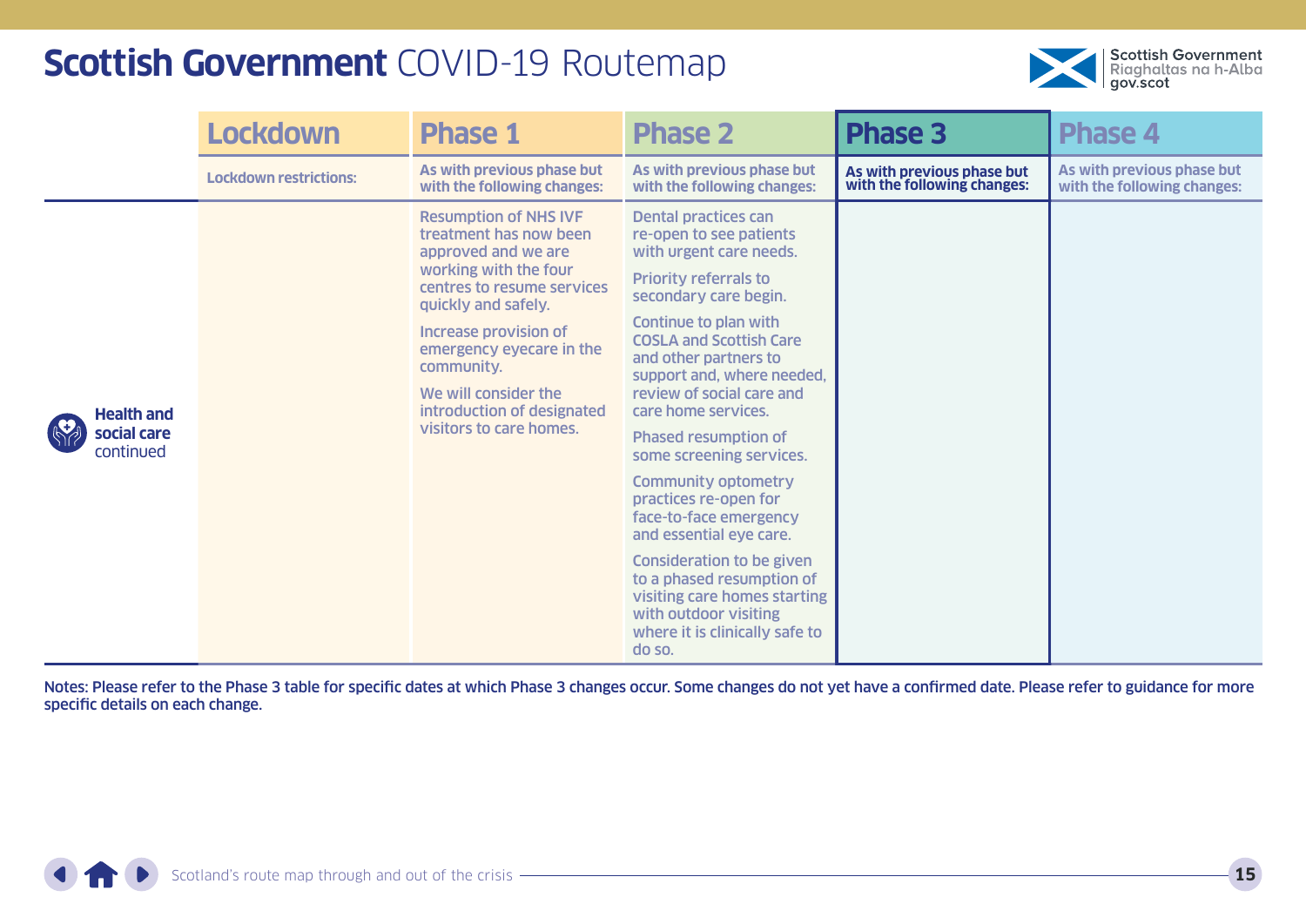# **Scottish Government** COVID-19 Routemap

| | Lockdown | Phase 1 | Phase 2 | Phase 3 | Phase 4 |
|---|---|---|---|---|---|
| | Lockdown restrictions: | As with previous phase but with the following changes: | As with previous phase but with the following changes: | As with previous phase but with the following changes: | As with previous phase but with the following changes: |
| **Health and social care** continued | | Resumption of NHS IVF treatment has now been approved and we are working with the four centres to resume services quickly and safely.<br><br>Increase provision of emergency eyecare in the community.<br><br>We will consider the introduction of designated visitors to care homes. | Dental practices can re-open to see patients with urgent care needs.<br><br>Priority referrals to secondary care begin.<br><br>Continue to plan with COSLA and Scottish Care and other partners to support and, where needed, review of social care and care home services.<br><br>Phased resumption of some screening services.<br><br>Community optometry practices re-open for face-to-face emergency and essential eye care.<br><br>Consideration to be given to a phased resumption of visiting care homes starting with outdoor visiting where it is clinically safe to do so. | | |

**Notes: Please refer to the Phase 3 table for specific dates at which Phase 3 changes occur. Some changes do not yet have a confirmed date. Please refer to guidance for more specific details on each change.**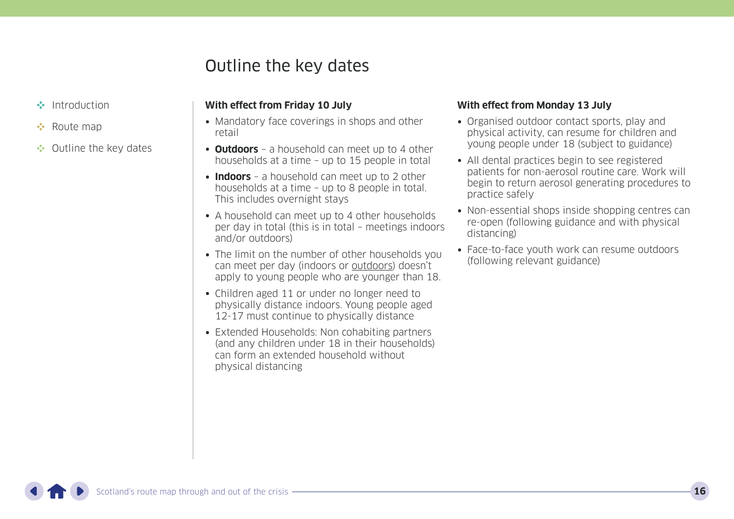# Outline the key dates

- Introduction
- Route map
- Outline the key dates

**With effect from Friday 10 July**

- Mandatory face coverings in shops and other retail
- **Outdoors** – a household can meet up to 4 other households at a time – up to 15 people in total
- **Indoors** – a household can meet up to 2 other households at a time – up to 8 people in total. This includes overnight stays
- A household can meet up to 4 other households per day in total (this is in total – meetings indoors and/or outdoors)
- The limit on the number of other households you can meet per day (indoors or outdoors) doesn't apply to young people who are younger than 18.
- Children aged 11 or under no longer need to physically distance indoors. Young people aged 12-17 must continue to physically distance
- Extended Households: Non cohabiting partners (and any children under 18 in their households) can form an extended household without physical distancing

**With effect from Monday 13 July**

- Organised outdoor contact sports, play and physical activity, can resume for children and young people under 18 (subject to guidance)
- All dental practices begin to see registered patients for non-aerosol routine care. Work will begin to return aerosol generating procedures to practice safely
- Non-essential shops inside shopping centres can re-open (following guidance and with physical distancing)
- Face-to-face youth work can resume outdoors (following relevant guidance)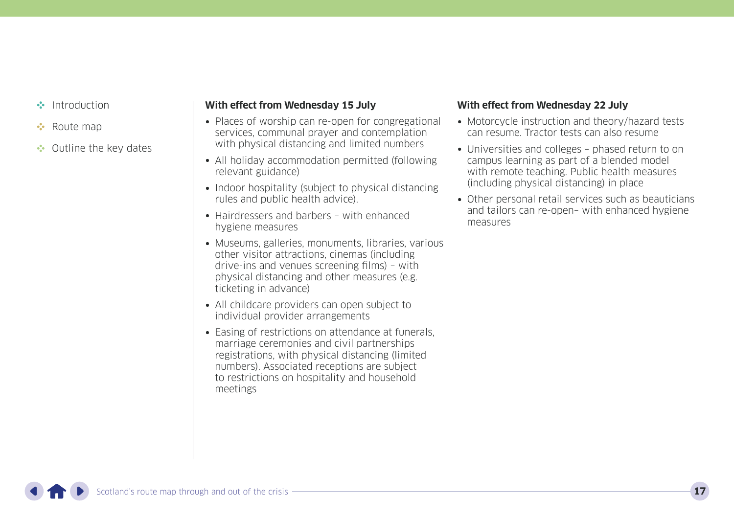**With effect from Wednesday 15 July**

- Places of worship can re-open for congregational services, communal prayer and contemplation with physical distancing and limited numbers
- All holiday accommodation permitted (following relevant guidance)
- Indoor hospitality (subject to physical distancing rules and public health advice).
- Hairdressers and barbers – with enhanced hygiene measures
- Museums, galleries, monuments, libraries, various other visitor attractions, cinemas (including drive-ins and venues screening films) – with physical distancing and other measures (e.g. ticketing in advance)
- All childcare providers can open subject to individual provider arrangements
- Easing of restrictions on attendance at funerals, marriage ceremonies and civil partnerships registrations, with physical distancing (limited numbers). Associated receptions are subject to restrictions on hospitality and household meetings

**With effect from Wednesday 22 July**

- Motorcycle instruction and theory/hazard tests can resume. Tractor tests can also resume
- Universities and colleges – phased return to on campus learning as part of a blended model with remote teaching. Public health measures (including physical distancing) in place
- Other personal retail services such as beauticians and tailors can re-open– with enhanced hygiene measures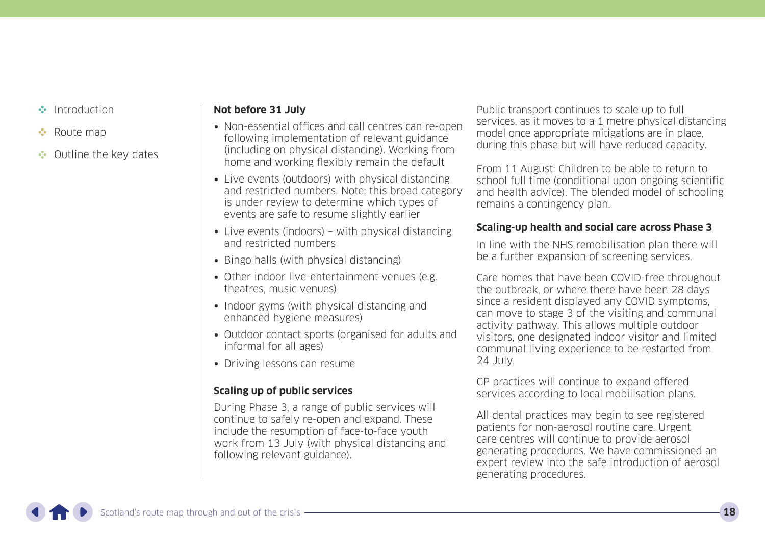### Not before 31 July

- Non-essential offices and call centres can re-open following implementation of relevant guidance (including on physical distancing). Working from home and working flexibly remain the default
- Live events (outdoors) with physical distancing and restricted numbers. Note: this broad category is under review to determine which types of events are safe to resume slightly earlier
- Live events (indoors) – with physical distancing and restricted numbers
- Bingo halls (with physical distancing)
- Other indoor live-entertainment venues (e.g. theatres, music venues)
- Indoor gyms (with physical distancing and enhanced hygiene measures)
- Outdoor contact sports (organised for adults and informal for all ages)
- Driving lessons can resume

### Scaling up of public services

During Phase 3, a range of public services will continue to safely re-open and expand. These include the resumption of face-to-face youth work from 13 July (with physical distancing and following relevant guidance).

Public transport continues to scale up to full services, as it moves to a 1 metre physical distancing model once appropriate mitigations are in place, during this phase but will have reduced capacity.

From 11 August: Children to be able to return to school full time (conditional upon ongoing scientific and health advice). The blended model of schooling remains a contingency plan.

### Scaling-up health and social care across Phase 3

In line with the NHS remobilisation plan there will be a further expansion of screening services.

Care homes that have been COVID-free throughout the outbreak, or where there have been 28 days since a resident displayed any COVID symptoms, can move to stage 3 of the visiting and communal activity pathway. This allows multiple outdoor visitors, one designated indoor visitor and limited communal living experience to be restarted from 24 July.

GP practices will continue to expand offered services according to local mobilisation plans.

All dental practices may begin to see registered patients for non-aerosol routine care. Urgent care centres will continue to provide aerosol generating procedures. We have commissioned an expert review into the safe introduction of aerosol generating procedures.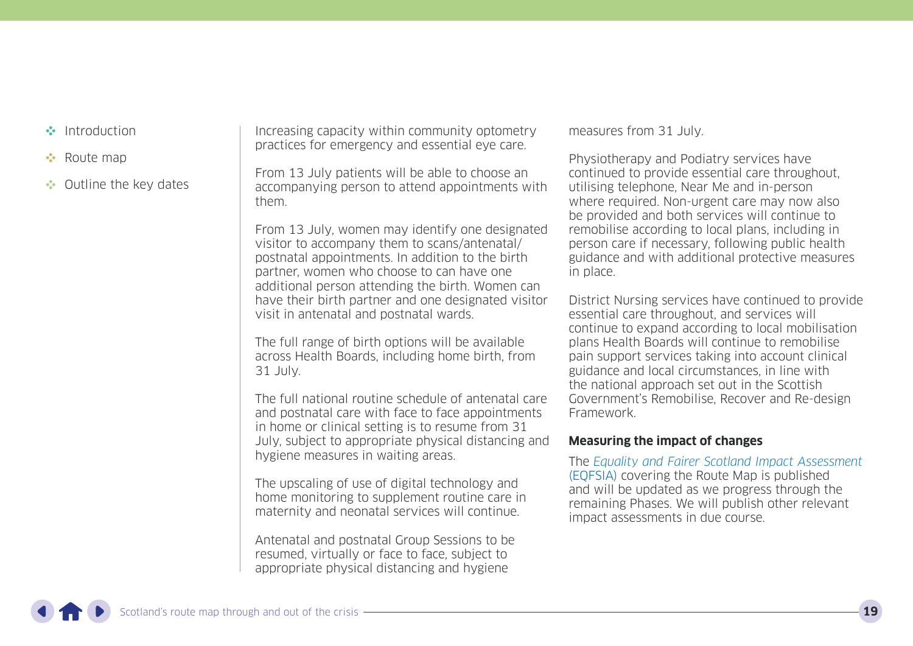Increasing capacity within community optometry practices for emergency and essential eye care.

From 13 July patients will be able to choose an accompanying person to attend appointments with them.

From 13 July, women may identify one designated visitor to accompany them to scans/antenatal/postnatal appointments. In addition to the birth partner, women who choose to can have one additional person attending the birth. Women can have their birth partner and one designated visitor visit in antenatal and postnatal wards.

The full range of birth options will be available across Health Boards, including home birth, from 31 July.

The full national routine schedule of antenatal care and postnatal care with face to face appointments in home or clinical setting is to resume from 31 July, subject to appropriate physical distancing and hygiene measures in waiting areas.

The upscaling of use of digital technology and home monitoring to supplement routine care in maternity and neonatal services will continue.

Antenatal and postnatal Group Sessions to be resumed, virtually or face to face, subject to appropriate physical distancing and hygiene measures from 31 July.

Physiotherapy and Podiatry services have continued to provide essential care throughout, utilising telephone, Near Me and in-person where required. Non-urgent care may now also be provided and both services will continue to remobilise according to local plans, including in person care if necessary, following public health guidance and with additional protective measures in place.

District Nursing services have continued to provide essential care throughout, and services will continue to expand according to local mobilisation plans Health Boards will continue to remobilise pain support services taking into account clinical guidance and local circumstances, in line with the national approach set out in the Scottish Government's Remobilise, Recover and Re-design Framework.

**Measuring the impact of changes**

The *Equality and Fairer Scotland Impact Assessment* (EQFSIA) covering the Route Map is published and will be updated as we progress through the remaining Phases. We will publish other relevant impact assessments in due course.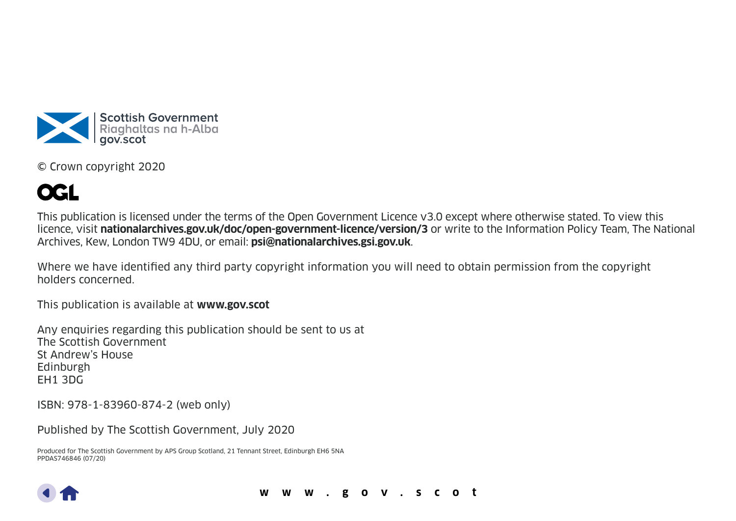Scottish Government
Riaghaltas na h-Alba
gov.scot

© Crown copyright 2020

OGL

This publication is licensed under the terms of the Open Government Licence v3.0 except where otherwise stated. To view this licence, visit **nationalarchives.gov.uk/doc/open-government-licence/version/3** or write to the Information Policy Team, The National Archives, Kew, London TW9 4DU, or email: **psi@nationalarchives.gsi.gov.uk**.

Where we have identified any third party copyright information you will need to obtain permission from the copyright holders concerned.

This publication is available at **www.gov.scot**

Any enquiries regarding this publication should be sent to us at
The Scottish Government
St Andrew's House
Edinburgh
EH1 3DG

ISBN: 978-1-83960-874-2 (web only)

Published by The Scottish Government, July 2020

Produced for The Scottish Government by APS Group Scotland, 21 Tennant Street, Edinburgh EH6 5NA
PPDAS746846 (07/20)

**w w w . g o v . s c o t**